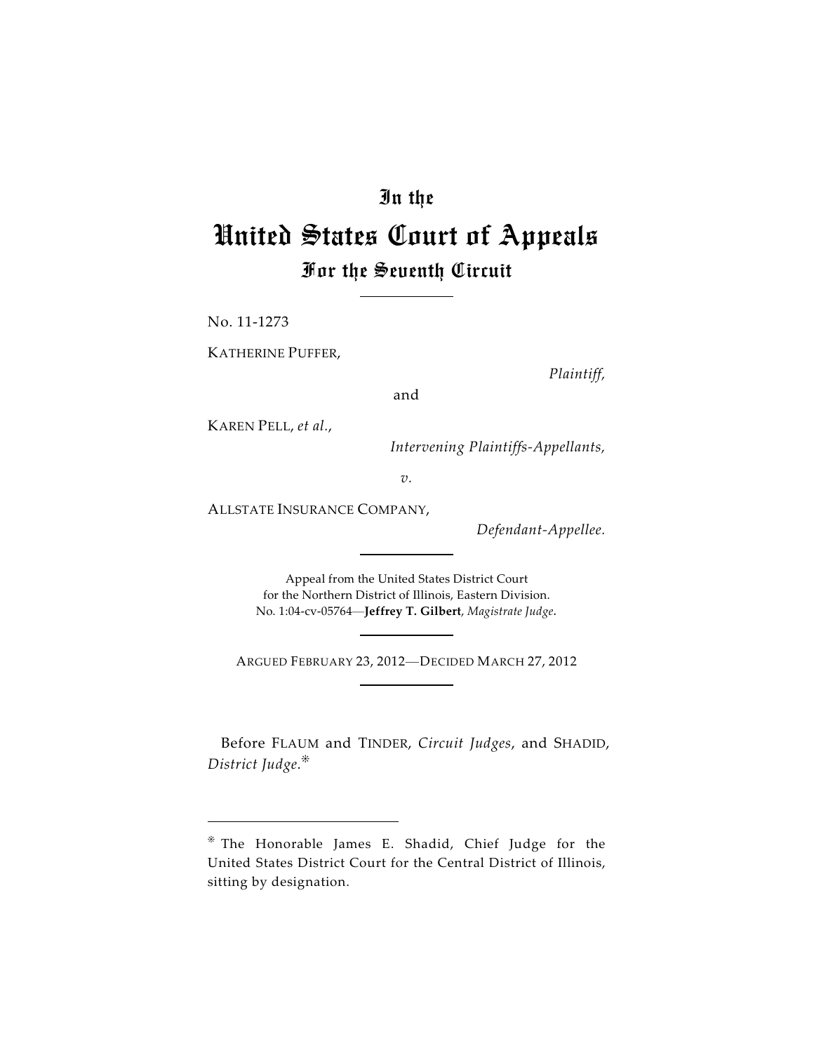# In the
# United States Court of Appeals
## For the Seventh Circuit

No. 11-1273

KATHERINE PUFFER,

*Plaintiff,*

and

KAREN PELL, *et al.*,

*Intervening Plaintiffs-Appellants,*

*v.*

ALLSTATE INSURANCE COMPANY,

*Defendant-Appellee.*

---

Appeal from the United States District Court
for the Northern District of Illinois, Eastern Division.
No. 1:04-cv-05764—**Jeffrey T. Gilbert**, *Magistrate Judge*.

---

ARGUED FEBRUARY 23, 2012—DECIDED MARCH 27, 2012

---

Before FLAUM and TINDER, *Circuit Judges*, and SHADID, *District Judge*.*

---

* The Honorable James E. Shadid, Chief Judge for the United States District Court for the Central District of Illinois, sitting by designation.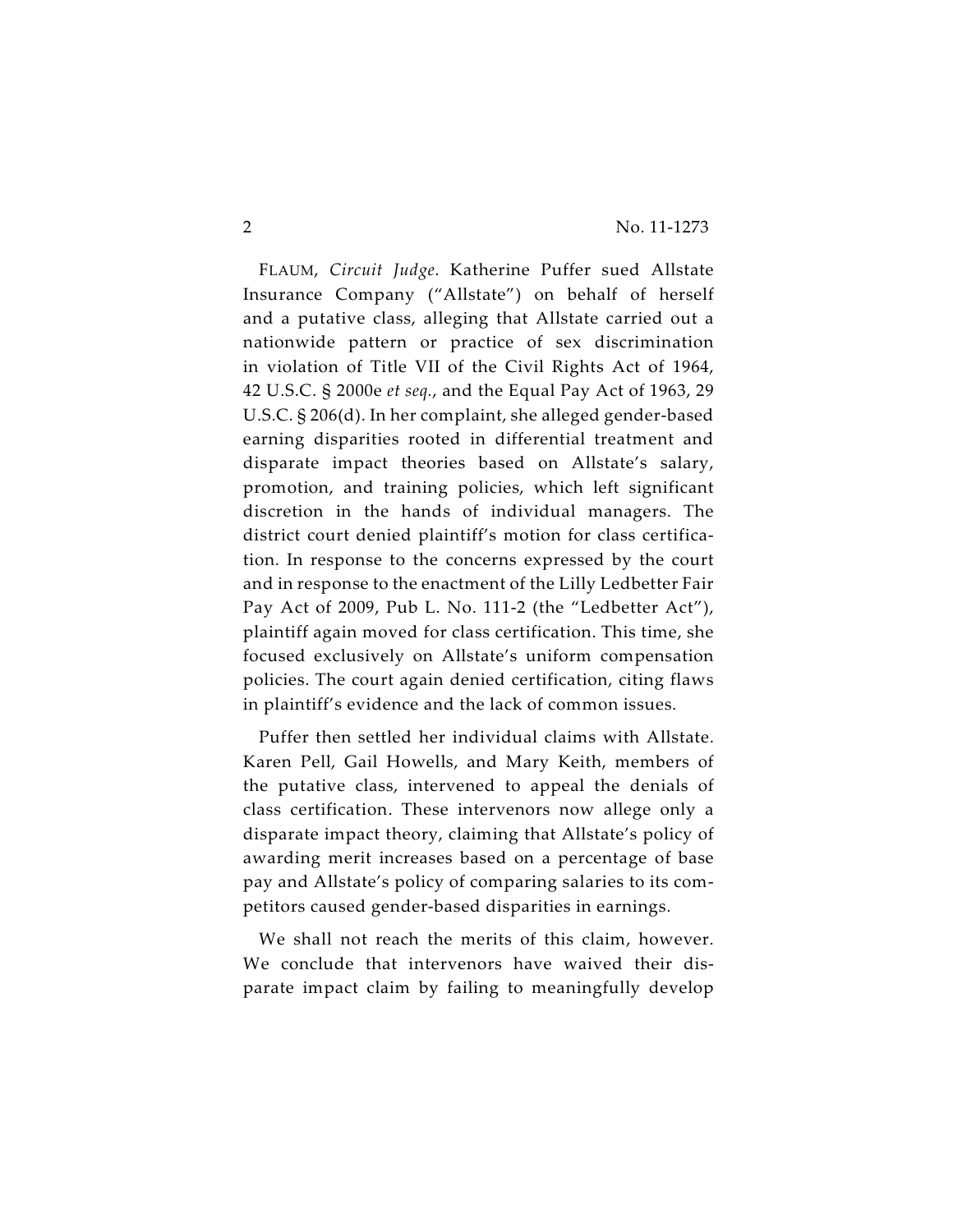FLAUM, *Circuit Judge*. Katherine Puffer sued Allstate Insurance Company ("Allstate") on behalf of herself and a putative class, alleging that Allstate carried out a nationwide pattern or practice of sex discrimination in violation of Title VII of the Civil Rights Act of 1964, 42 U.S.C. § 2000e *et seq.*, and the Equal Pay Act of 1963, 29 U.S.C. § 206(d). In her complaint, she alleged gender-based earning disparities rooted in differential treatment and disparate impact theories based on Allstate's salary, promotion, and training policies, which left significant discretion in the hands of individual managers. The district court denied plaintiff's motion for class certification. In response to the concerns expressed by the court and in response to the enactment of the Lilly Ledbetter Fair Pay Act of 2009, Pub L. No. 111-2 (the "Ledbetter Act"), plaintiff again moved for class certification. This time, she focused exclusively on Allstate's uniform compensation policies. The court again denied certification, citing flaws in plaintiff's evidence and the lack of common issues.

Puffer then settled her individual claims with Allstate. Karen Pell, Gail Howells, and Mary Keith, members of the putative class, intervened to appeal the denials of class certification. These intervenors now allege only a disparate impact theory, claiming that Allstate's policy of awarding merit increases based on a percentage of base pay and Allstate's policy of comparing salaries to its competitors caused gender-based disparities in earnings.

We shall not reach the merits of this claim, however. We conclude that intervenors have waived their disparate impact claim by failing to meaningfully develop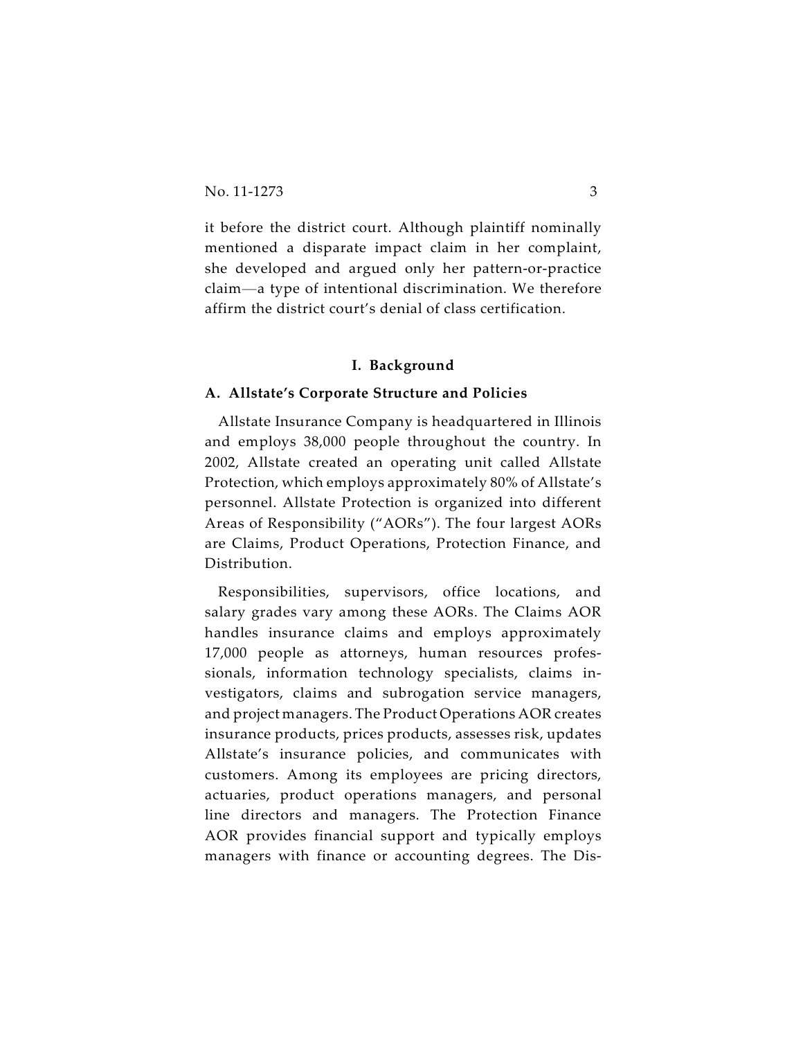it before the district court. Although plaintiff nominally mentioned a disparate impact claim in her complaint, she developed and argued only her pattern-or-practice claim—a type of intentional discrimination. We therefore affirm the district court's denial of class certification.

## I. Background

### A. Allstate's Corporate Structure and Policies

Allstate Insurance Company is headquartered in Illinois and employs 38,000 people throughout the country. In 2002, Allstate created an operating unit called Allstate Protection, which employs approximately 80% of Allstate's personnel. Allstate Protection is organized into different Areas of Responsibility ("AORs"). The four largest AORs are Claims, Product Operations, Protection Finance, and Distribution.

Responsibilities, supervisors, office locations, and salary grades vary among these AORs. The Claims AOR handles insurance claims and employs approximately 17,000 people as attorneys, human resources professionals, information technology specialists, claims investigators, claims and subrogation service managers, and project managers. The Product Operations AOR creates insurance products, prices products, assesses risk, updates Allstate's insurance policies, and communicates with customers. Among its employees are pricing directors, actuaries, product operations managers, and personal line directors and managers. The Protection Finance AOR provides financial support and typically employs managers with finance or accounting degrees. The Dis-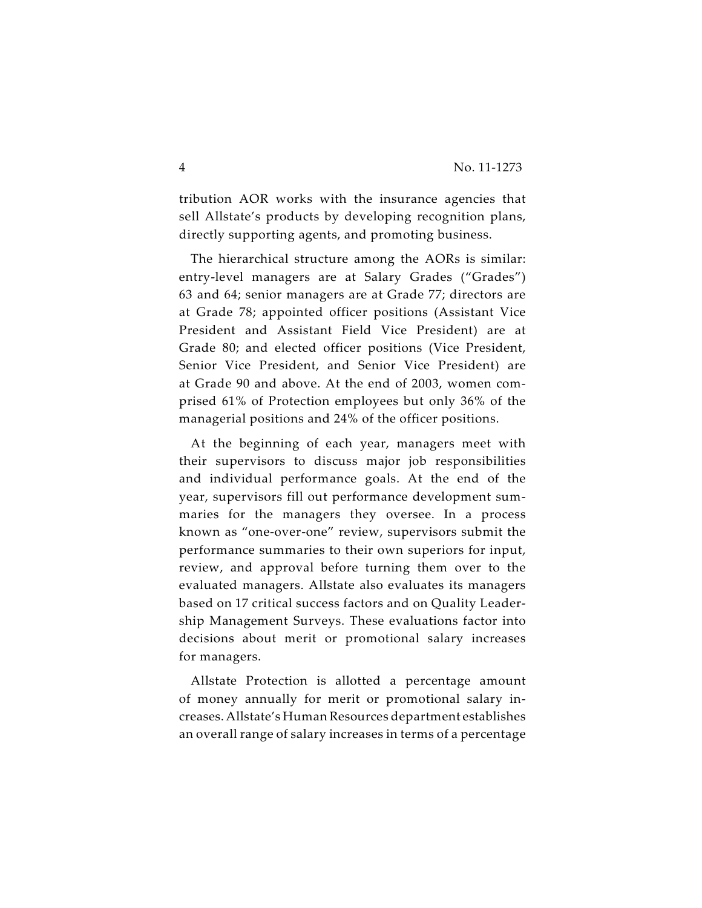tribution AOR works with the insurance agencies that sell Allstate's products by developing recognition plans, directly supporting agents, and promoting business.

The hierarchical structure among the AORs is similar: entry-level managers are at Salary Grades ("Grades") 63 and 64; senior managers are at Grade 77; directors are at Grade 78; appointed officer positions (Assistant Vice President and Assistant Field Vice President) are at Grade 80; and elected officer positions (Vice President, Senior Vice President, and Senior Vice President) are at Grade 90 and above. At the end of 2003, women comprised 61% of Protection employees but only 36% of the managerial positions and 24% of the officer positions.

At the beginning of each year, managers meet with their supervisors to discuss major job responsibilities and individual performance goals. At the end of the year, supervisors fill out performance development summaries for the managers they oversee. In a process known as "one-over-one" review, supervisors submit the performance summaries to their own superiors for input, review, and approval before turning them over to the evaluated managers. Allstate also evaluates its managers based on 17 critical success factors and on Quality Leadership Management Surveys. These evaluations factor into decisions about merit or promotional salary increases for managers.

Allstate Protection is allotted a percentage amount of money annually for merit or promotional salary increases. Allstate's Human Resources department establishes an overall range of salary increases in terms of a percentage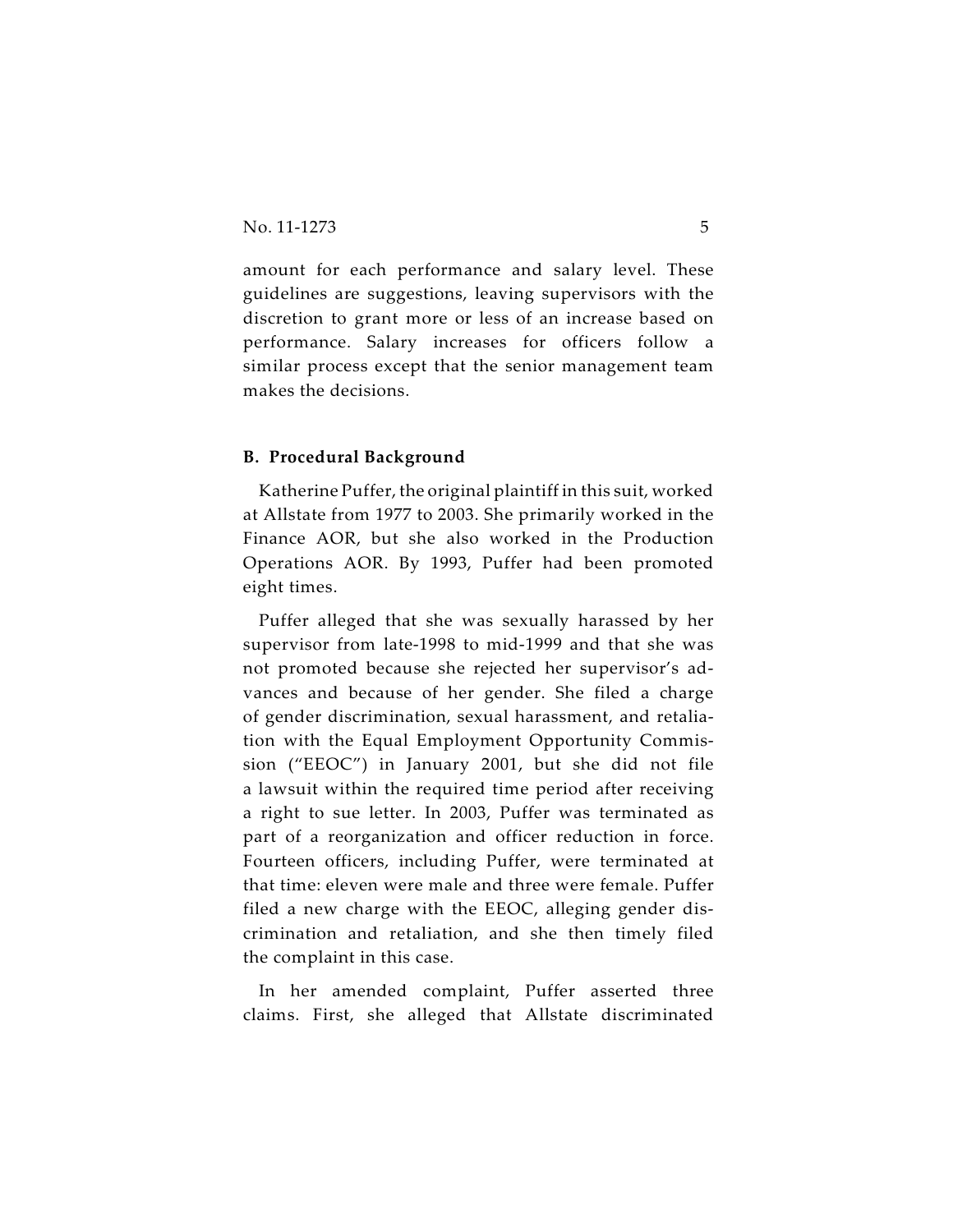amount for each performance and salary level. These guidelines are suggestions, leaving supervisors with the discretion to grant more or less of an increase based on performance. Salary increases for officers follow a similar process except that the senior management team makes the decisions.

### B. Procedural Background

Katherine Puffer, the original plaintiff in this suit, worked at Allstate from 1977 to 2003. She primarily worked in the Finance AOR, but she also worked in the Production Operations AOR. By 1993, Puffer had been promoted eight times.

Puffer alleged that she was sexually harassed by her supervisor from late-1998 to mid-1999 and that she was not promoted because she rejected her supervisor's advances and because of her gender. She filed a charge of gender discrimination, sexual harassment, and retaliation with the Equal Employment Opportunity Commission ("EEOC") in January 2001, but she did not file a lawsuit within the required time period after receiving a right to sue letter. In 2003, Puffer was terminated as part of a reorganization and officer reduction in force. Fourteen officers, including Puffer, were terminated at that time: eleven were male and three were female. Puffer filed a new charge with the EEOC, alleging gender discrimination and retaliation, and she then timely filed the complaint in this case.

In her amended complaint, Puffer asserted three claims. First, she alleged that Allstate discriminated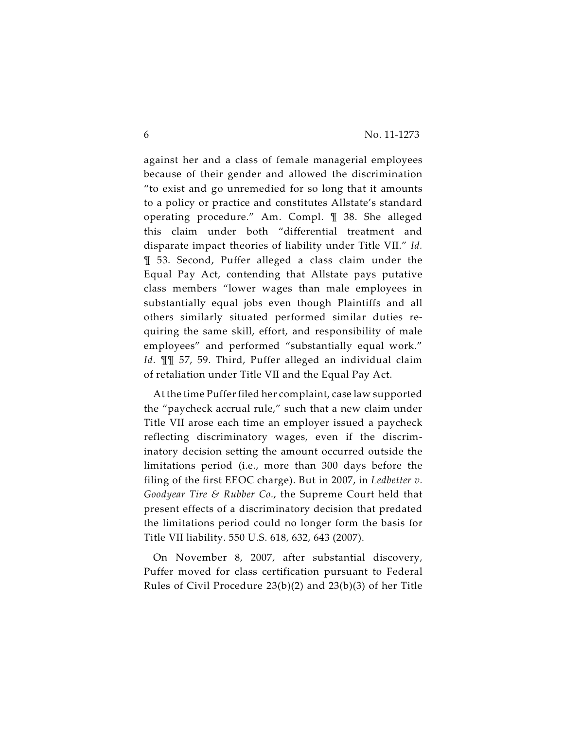against her and a class of female managerial employees because of their gender and allowed the discrimination "to exist and go unremedied for so long that it amounts to a policy or practice and constitutes Allstate's standard operating procedure." Am. Compl. ¶ 38. She alleged this claim under both "differential treatment and disparate impact theories of liability under Title VII." *Id.* ¶ 53. Second, Puffer alleged a class claim under the Equal Pay Act, contending that Allstate pays putative class members "lower wages than male employees in substantially equal jobs even though Plaintiffs and all others similarly situated performed similar duties requiring the same skill, effort, and responsibility of male employees" and performed "substantially equal work." *Id.* ¶¶ 57, 59. Third, Puffer alleged an individual claim of retaliation under Title VII and the Equal Pay Act.

At the time Puffer filed her complaint, case law supported the "paycheck accrual rule," such that a new claim under Title VII arose each time an employer issued a paycheck reflecting discriminatory wages, even if the discriminatory decision setting the amount occurred outside the limitations period (i.e., more than 300 days before the filing of the first EEOC charge). But in 2007, in *Ledbetter v. Goodyear Tire & Rubber Co.*, the Supreme Court held that present effects of a discriminatory decision that predated the limitations period could no longer form the basis for Title VII liability. 550 U.S. 618, 632, 643 (2007).

On November 8, 2007, after substantial discovery, Puffer moved for class certification pursuant to Federal Rules of Civil Procedure 23(b)(2) and 23(b)(3) of her Title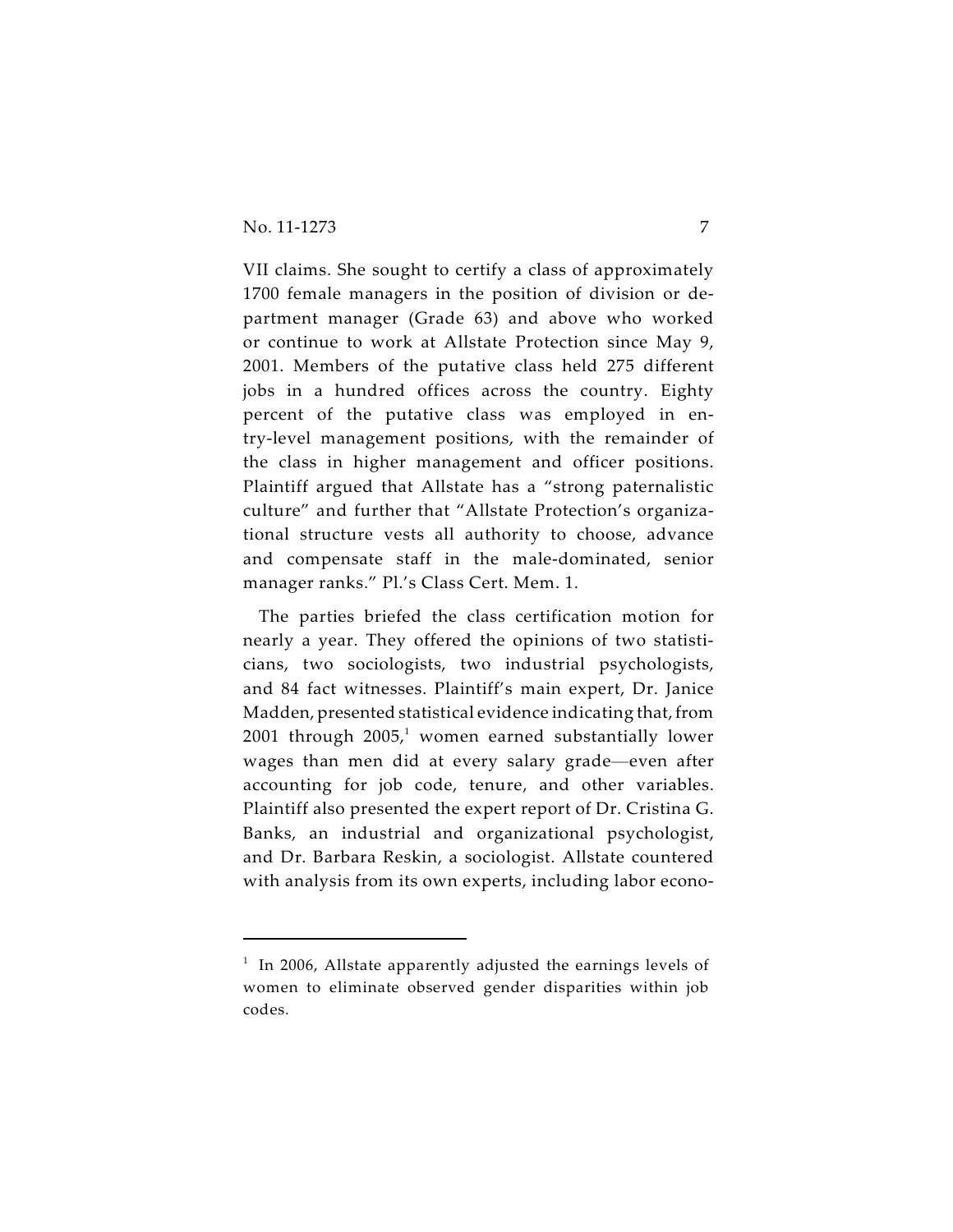VII claims. She sought to certify a class of approximately 1700 female managers in the position of division or department manager (Grade 63) and above who worked or continue to work at Allstate Protection since May 9, 2001. Members of the putative class held 275 different jobs in a hundred offices across the country. Eighty percent of the putative class was employed in entry-level management positions, with the remainder of the class in higher management and officer positions. Plaintiff argued that Allstate has a "strong paternalistic culture" and further that "Allstate Protection's organizational structure vests all authority to choose, advance and compensate staff in the male-dominated, senior manager ranks." Pl.'s Class Cert. Mem. 1.

The parties briefed the class certification motion for nearly a year. They offered the opinions of two statisticians, two sociologists, two industrial psychologists, and 84 fact witnesses. Plaintiff's main expert, Dr. Janice Madden, presented statistical evidence indicating that, from 2001 through 2005,[1] women earned substantially lower wages than men did at every salary grade—even after accounting for job code, tenure, and other variables. Plaintiff also presented the expert report of Dr. Cristina G. Banks, an industrial and organizational psychologist, and Dr. Barbara Reskin, a sociologist. Allstate countered with analysis from its own experts, including labor econo-

---

[1] In 2006, Allstate apparently adjusted the earnings levels of women to eliminate observed gender disparities within job codes.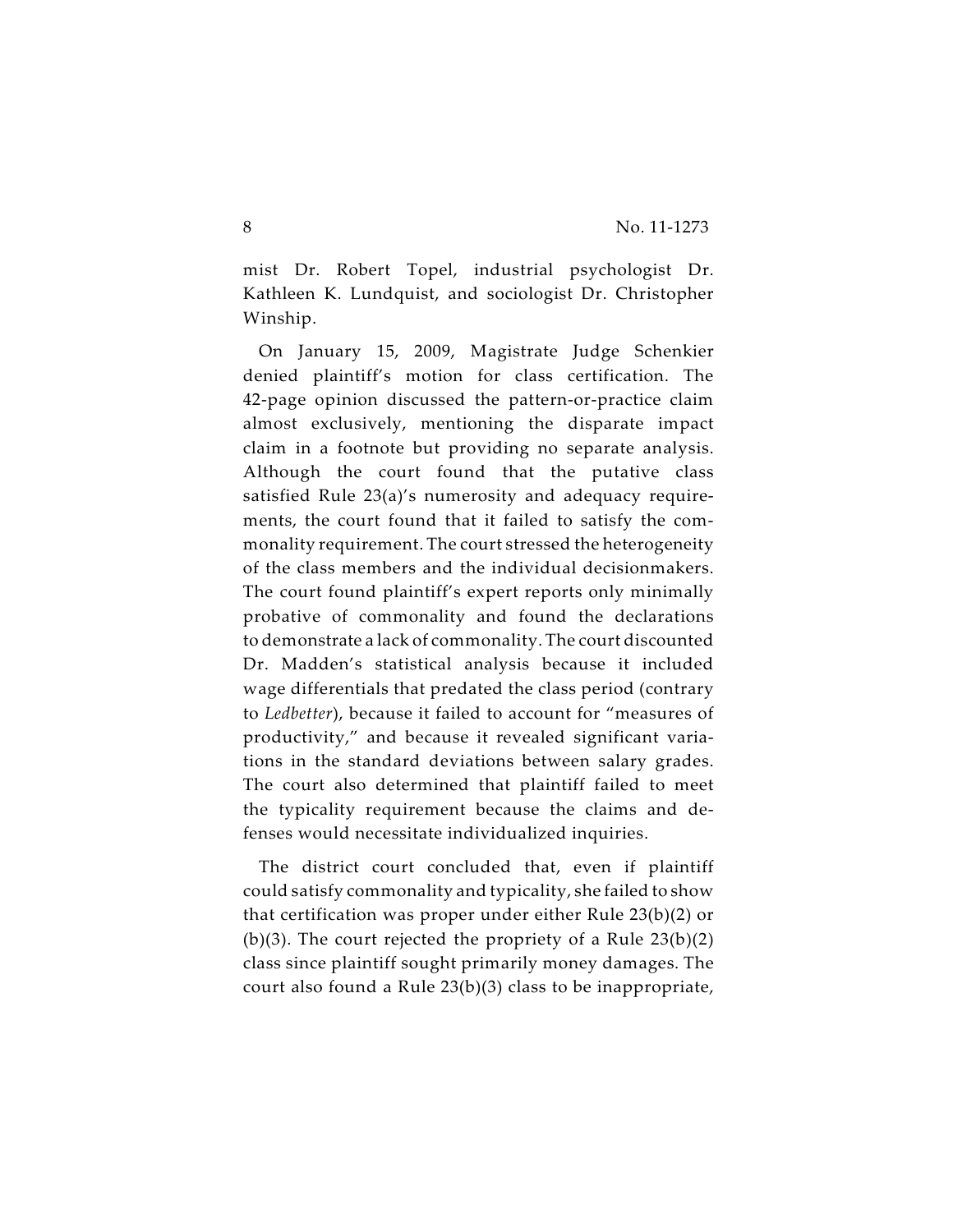mist Dr. Robert Topel, industrial psychologist Dr. Kathleen K. Lundquist, and sociologist Dr. Christopher Winship.

On January 15, 2009, Magistrate Judge Schenkier denied plaintiff's motion for class certification. The 42-page opinion discussed the pattern-or-practice claim almost exclusively, mentioning the disparate impact claim in a footnote but providing no separate analysis. Although the court found that the putative class satisfied Rule 23(a)'s numerosity and adequacy requirements, the court found that it failed to satisfy the commonality requirement. The court stressed the heterogeneity of the class members and the individual decisionmakers. The court found plaintiff's expert reports only minimally probative of commonality and found the declarations to demonstrate a lack of commonality. The court discounted Dr. Madden's statistical analysis because it included wage differentials that predated the class period (contrary to *Ledbetter*), because it failed to account for "measures of productivity," and because it revealed significant variations in the standard deviations between salary grades. The court also determined that plaintiff failed to meet the typicality requirement because the claims and defenses would necessitate individualized inquiries.

The district court concluded that, even if plaintiff could satisfy commonality and typicality, she failed to show that certification was proper under either Rule 23(b)(2) or (b)(3). The court rejected the propriety of a Rule 23(b)(2) class since plaintiff sought primarily money damages. The court also found a Rule 23(b)(3) class to be inappropriate,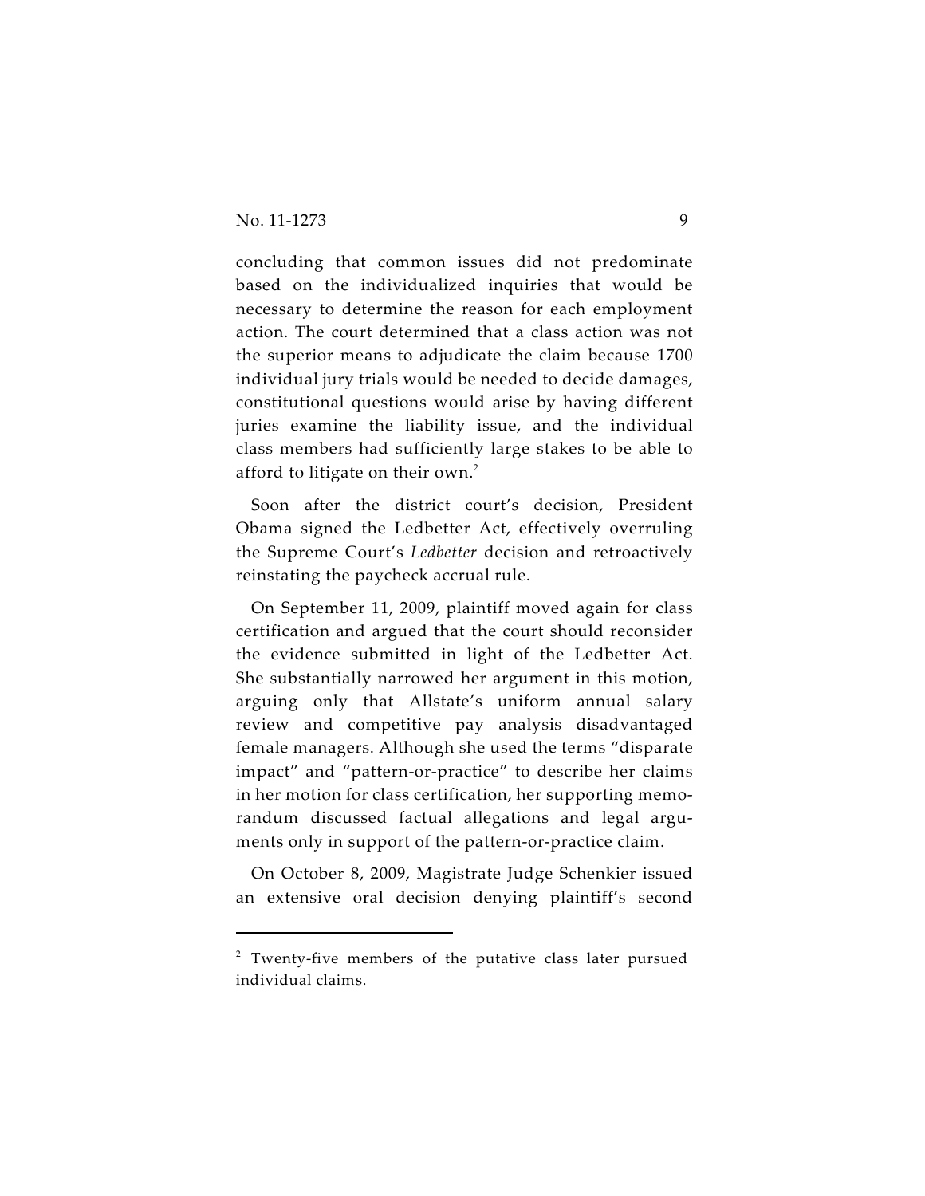concluding that common issues did not predominate based on the individualized inquiries that would be necessary to determine the reason for each employment action. The court determined that a class action was not the superior means to adjudicate the claim because 1700 individual jury trials would be needed to decide damages, constitutional questions would arise by having different juries examine the liability issue, and the individual class members had sufficiently large stakes to be able to afford to litigate on their own.[2]

Soon after the district court's decision, President Obama signed the Ledbetter Act, effectively overruling the Supreme Court's *Ledbetter* decision and retroactively reinstating the paycheck accrual rule.

On September 11, 2009, plaintiff moved again for class certification and argued that the court should reconsider the evidence submitted in light of the Ledbetter Act. She substantially narrowed her argument in this motion, arguing only that Allstate's uniform annual salary review and competitive pay analysis disadvantaged female managers. Although she used the terms "disparate impact" and "pattern-or-practice" to describe her claims in her motion for class certification, her supporting memorandum discussed factual allegations and legal arguments only in support of the pattern-or-practice claim.

On October 8, 2009, Magistrate Judge Schenkier issued an extensive oral decision denying plaintiff's second

---

[2] Twenty-five members of the putative class later pursued individual claims.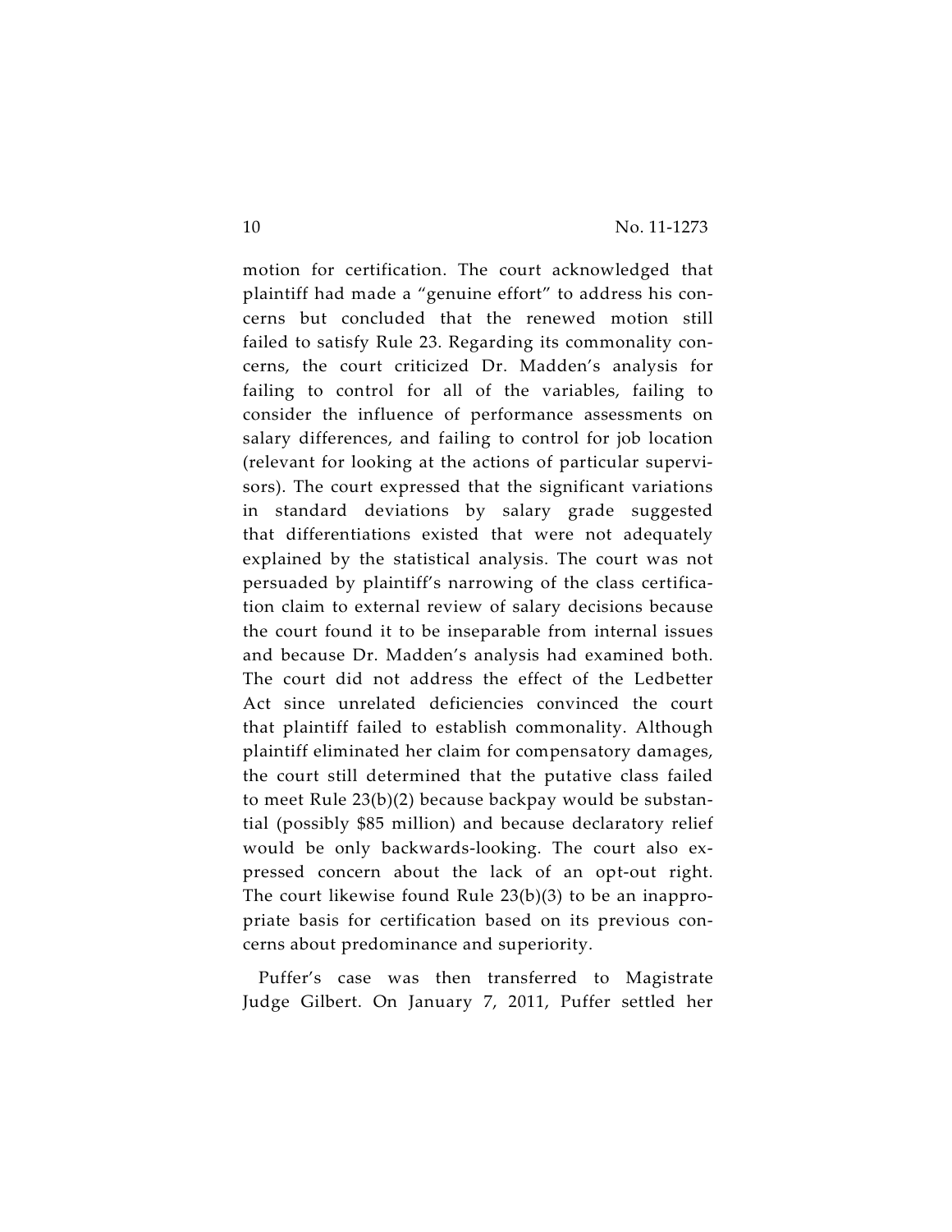motion for certification. The court acknowledged that plaintiff had made a "genuine effort" to address his concerns but concluded that the renewed motion still failed to satisfy Rule 23. Regarding its commonality concerns, the court criticized Dr. Madden's analysis for failing to control for all of the variables, failing to consider the influence of performance assessments on salary differences, and failing to control for job location (relevant for looking at the actions of particular supervisors). The court expressed that the significant variations in standard deviations by salary grade suggested that differentiations existed that were not adequately explained by the statistical analysis. The court was not persuaded by plaintiff's narrowing of the class certification claim to external review of salary decisions because the court found it to be inseparable from internal issues and because Dr. Madden's analysis had examined both. The court did not address the effect of the Ledbetter Act since unrelated deficiencies convinced the court that plaintiff failed to establish commonality. Although plaintiff eliminated her claim for compensatory damages, the court still determined that the putative class failed to meet Rule 23(b)(2) because backpay would be substantial (possibly $85 million) and because declaratory relief would be only backwards-looking. The court also expressed concern about the lack of an opt-out right. The court likewise found Rule 23(b)(3) to be an inappropriate basis for certification based on its previous concerns about predominance and superiority.

Puffer's case was then transferred to Magistrate Judge Gilbert. On January 7, 2011, Puffer settled her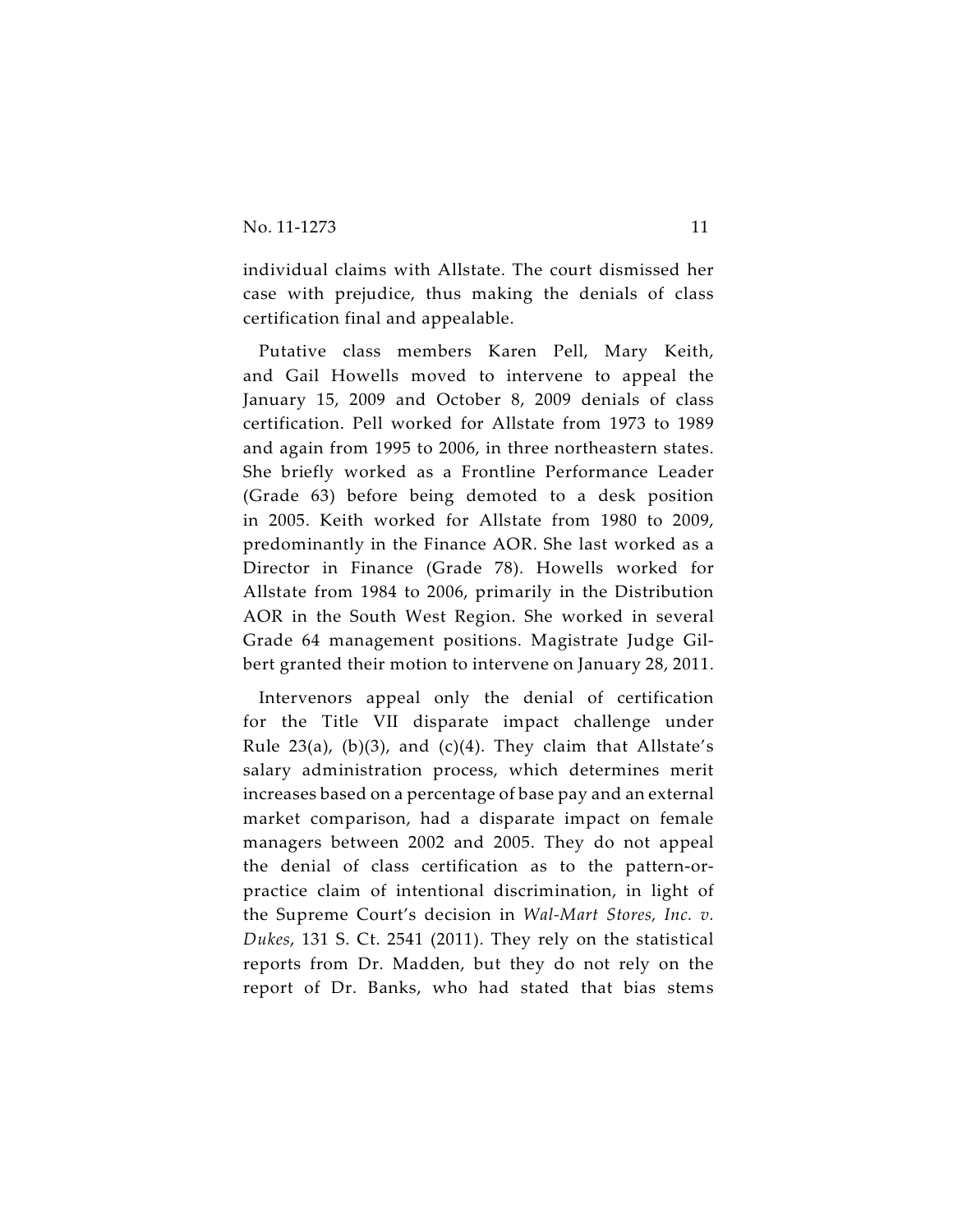individual claims with Allstate. The court dismissed her case with prejudice, thus making the denials of class certification final and appealable.

Putative class members Karen Pell, Mary Keith, and Gail Howells moved to intervene to appeal the January 15, 2009 and October 8, 2009 denials of class certification. Pell worked for Allstate from 1973 to 1989 and again from 1995 to 2006, in three northeastern states. She briefly worked as a Frontline Performance Leader (Grade 63) before being demoted to a desk position in 2005. Keith worked for Allstate from 1980 to 2009, predominantly in the Finance AOR. She last worked as a Director in Finance (Grade 78). Howells worked for Allstate from 1984 to 2006, primarily in the Distribution AOR in the South West Region. She worked in several Grade 64 management positions. Magistrate Judge Gilbert granted their motion to intervene on January 28, 2011.

Intervenors appeal only the denial of certification for the Title VII disparate impact challenge under Rule 23(a), (b)(3), and (c)(4). They claim that Allstate's salary administration process, which determines merit increases based on a percentage of base pay and an external market comparison, had a disparate impact on female managers between 2002 and 2005. They do not appeal the denial of class certification as to the pattern-or-practice claim of intentional discrimination, in light of the Supreme Court's decision in *Wal-Mart Stores, Inc. v. Dukes*, 131 S. Ct. 2541 (2011). They rely on the statistical reports from Dr. Madden, but they do not rely on the report of Dr. Banks, who had stated that bias stems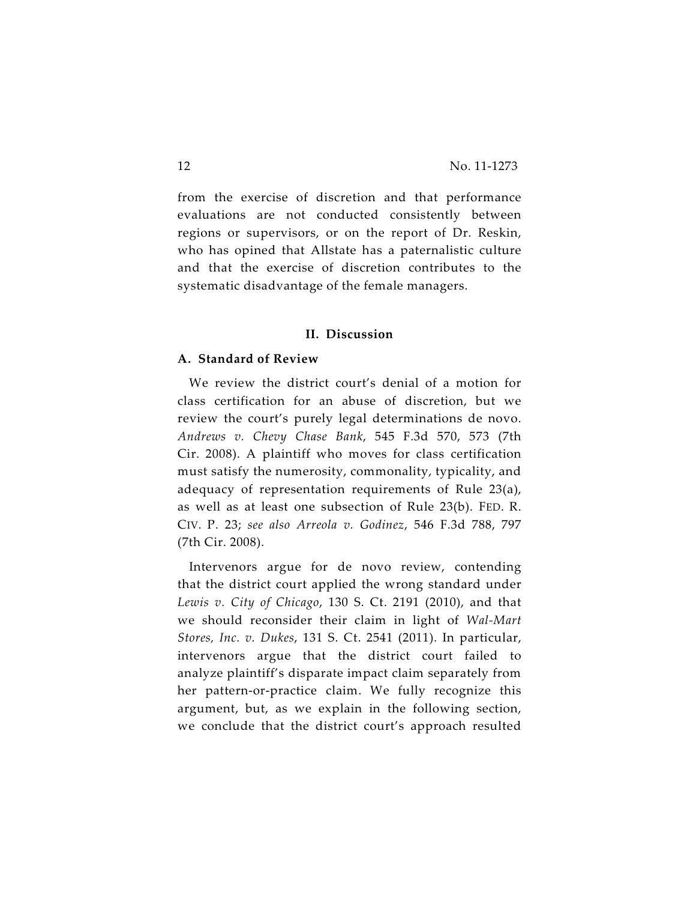from the exercise of discretion and that performance evaluations are not conducted consistently between regions or supervisors, or on the report of Dr. Reskin, who has opined that Allstate has a paternalistic culture and that the exercise of discretion contributes to the systematic disadvantage of the female managers.

## II. Discussion

### A. Standard of Review

We review the district court's denial of a motion for class certification for an abuse of discretion, but we review the court's purely legal determinations de novo. *Andrews v. Chevy Chase Bank*, 545 F.3d 570, 573 (7th Cir. 2008). A plaintiff who moves for class certification must satisfy the numerosity, commonality, typicality, and adequacy of representation requirements of Rule 23(a), as well as at least one subsection of Rule 23(b). FED. R. CIV. P. 23; *see also Arreola v. Godinez*, 546 F.3d 788, 797 (7th Cir. 2008).

Intervenors argue for de novo review, contending that the district court applied the wrong standard under *Lewis v. City of Chicago*, 130 S. Ct. 2191 (2010), and that we should reconsider their claim in light of *Wal-Mart Stores, Inc. v. Dukes*, 131 S. Ct. 2541 (2011). In particular, intervenors argue that the district court failed to analyze plaintiff's disparate impact claim separately from her pattern-or-practice claim. We fully recognize this argument, but, as we explain in the following section, we conclude that the district court's approach resulted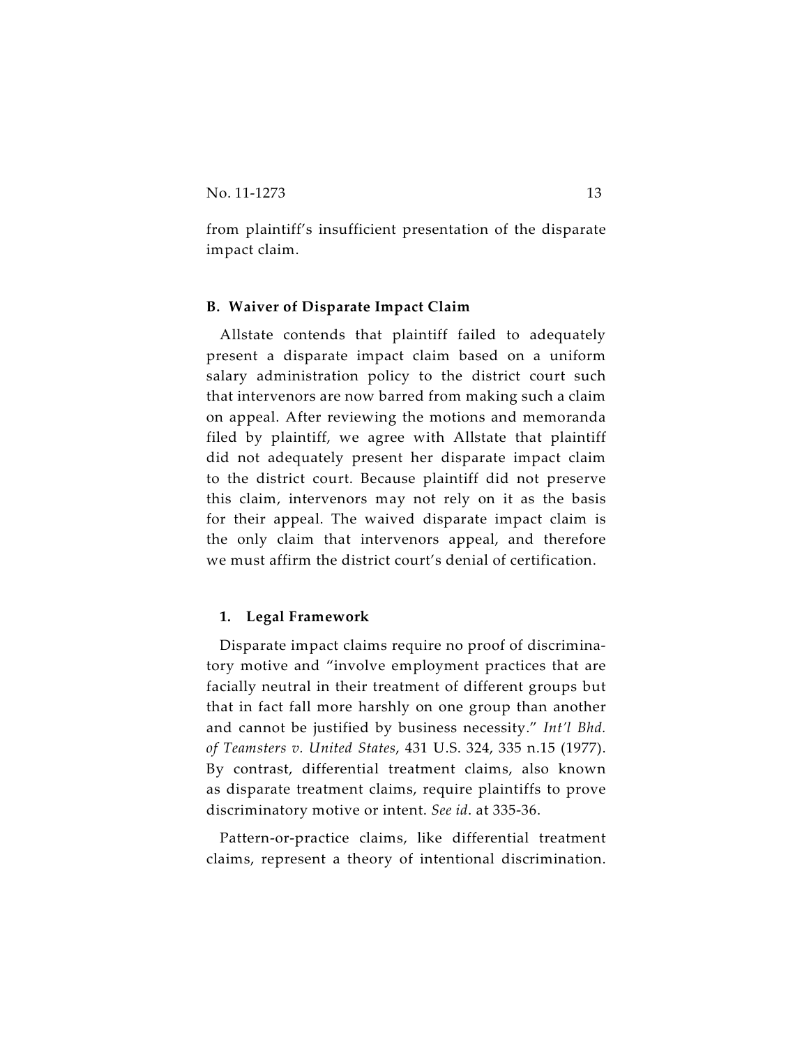from plaintiff's insufficient presentation of the disparate impact claim.

### B. Waiver of Disparate Impact Claim

Allstate contends that plaintiff failed to adequately present a disparate impact claim based on a uniform salary administration policy to the district court such that intervenors are now barred from making such a claim on appeal. After reviewing the motions and memoranda filed by plaintiff, we agree with Allstate that plaintiff did not adequately present her disparate impact claim to the district court. Because plaintiff did not preserve this claim, intervenors may not rely on it as the basis for their appeal. The waived disparate impact claim is the only claim that intervenors appeal, and therefore we must affirm the district court's denial of certification.

#### 1. Legal Framework

Disparate impact claims require no proof of discriminatory motive and "involve employment practices that are facially neutral in their treatment of different groups but that in fact fall more harshly on one group than another and cannot be justified by business necessity." *Int'l Bhd. of Teamsters v. United States*, 431 U.S. 324, 335 n.15 (1977). By contrast, differential treatment claims, also known as disparate treatment claims, require plaintiffs to prove discriminatory motive or intent. *See id.* at 335-36.

Pattern-or-practice claims, like differential treatment claims, represent a theory of intentional discrimination.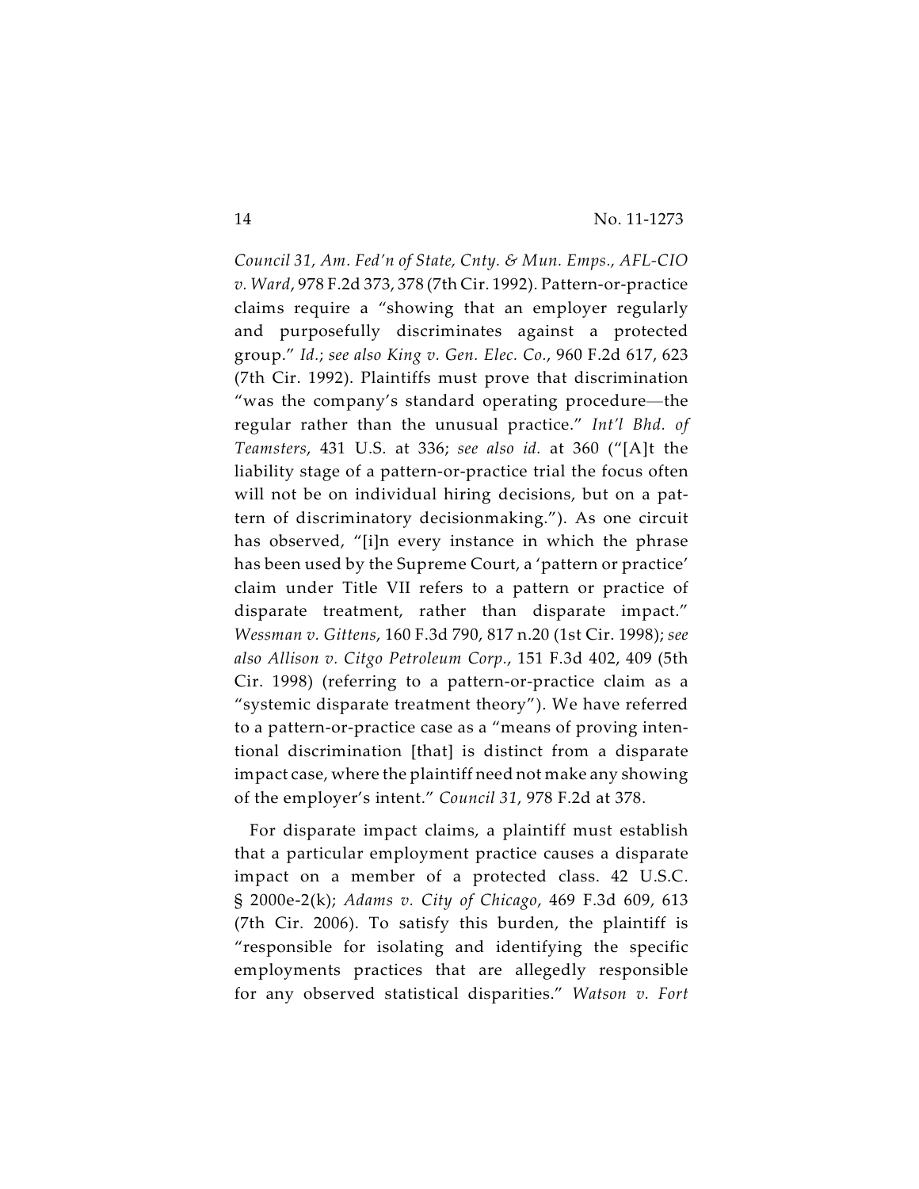*Council 31, Am. Fed'n of State, Cnty. & Mun. Emps., AFL-CIO v. Ward*, 978 F.2d 373, 378 (7th Cir. 1992). Pattern-or-practice claims require a "showing that an employer regularly and purposefully discriminates against a protected group." *Id.*; *see also King v. Gen. Elec. Co.*, 960 F.2d 617, 623 (7th Cir. 1992). Plaintiffs must prove that discrimination "was the company's standard operating procedure—the regular rather than the unusual practice." *Int'l Bhd. of Teamsters*, 431 U.S. at 336; *see also id.* at 360 ("[A]t the liability stage of a pattern-or-practice trial the focus often will not be on individual hiring decisions, but on a pattern of discriminatory decisionmaking."). As one circuit has observed, "[i]n every instance in which the phrase has been used by the Supreme Court, a 'pattern or practice' claim under Title VII refers to a pattern or practice of disparate treatment, rather than disparate impact." *Wessman v. Gittens*, 160 F.3d 790, 817 n.20 (1st Cir. 1998); *see also Allison v. Citgo Petroleum Corp.*, 151 F.3d 402, 409 (5th Cir. 1998) (referring to a pattern-or-practice claim as a "systemic disparate treatment theory"). We have referred to a pattern-or-practice case as a "means of proving intentional discrimination [that] is distinct from a disparate impact case, where the plaintiff need not make any showing of the employer's intent." *Council 31*, 978 F.2d at 378.

For disparate impact claims, a plaintiff must establish that a particular employment practice causes a disparate impact on a member of a protected class. 42 U.S.C. § 2000e-2(k); *Adams v. City of Chicago*, 469 F.3d 609, 613 (7th Cir. 2006). To satisfy this burden, the plaintiff is "responsible for isolating and identifying the specific employments practices that are allegedly responsible for any observed statistical disparities." *Watson v. Fort*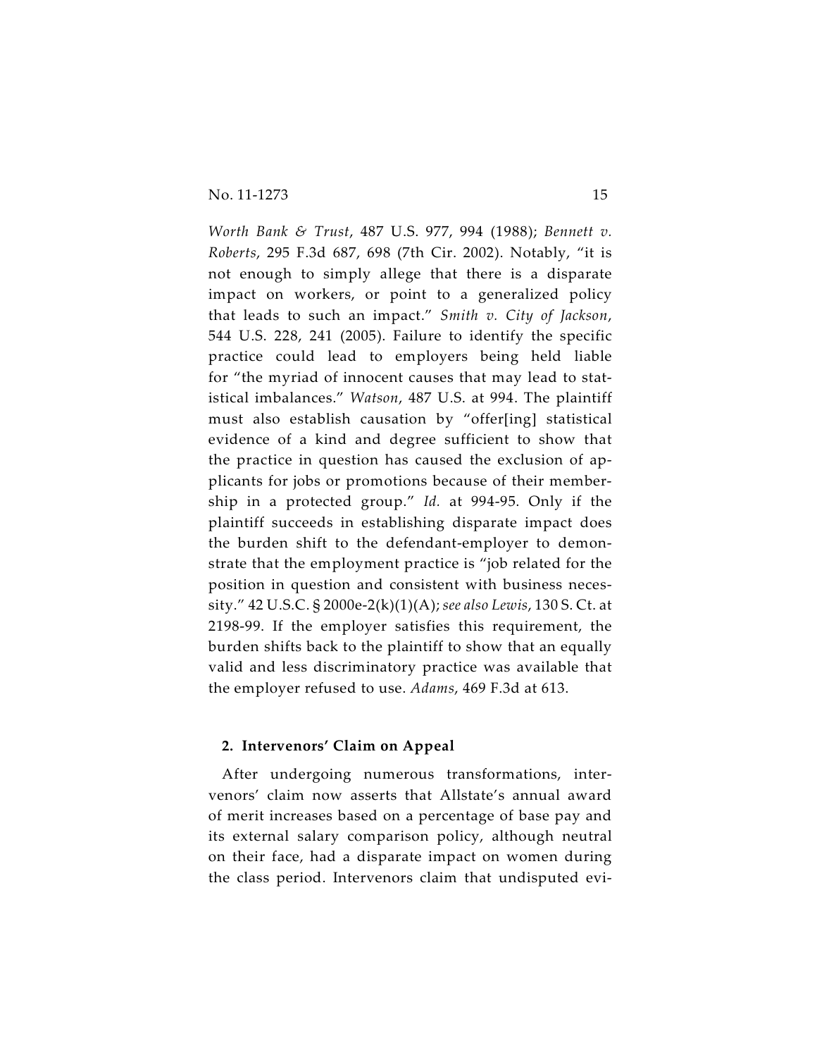*Worth Bank & Trust*, 487 U.S. 977, 994 (1988); *Bennett v. Roberts*, 295 F.3d 687, 698 (7th Cir. 2002). Notably, "it is not enough to simply allege that there is a disparate impact on workers, or point to a generalized policy that leads to such an impact." *Smith v. City of Jackson*, 544 U.S. 228, 241 (2005). Failure to identify the specific practice could lead to employers being held liable for "the myriad of innocent causes that may lead to statistical imbalances." *Watson*, 487 U.S. at 994. The plaintiff must also establish causation by "offer[ing] statistical evidence of a kind and degree sufficient to show that the practice in question has caused the exclusion of applicants for jobs or promotions because of their membership in a protected group." *Id.* at 994-95. Only if the plaintiff succeeds in establishing disparate impact does the burden shift to the defendant-employer to demonstrate that the employment practice is "job related for the position in question and consistent with business necessity." 42 U.S.C. § 2000e-2(k)(1)(A); *see also Lewis*, 130 S. Ct. at 2198-99. If the employer satisfies this requirement, the burden shifts back to the plaintiff to show that an equally valid and less discriminatory practice was available that the employer refused to use. *Adams*, 469 F.3d at 613.

### 2. Intervenors' Claim on Appeal

After undergoing numerous transformations, intervenors' claim now asserts that Allstate's annual award of merit increases based on a percentage of base pay and its external salary comparison policy, although neutral on their face, had a disparate impact on women during the class period. Intervenors claim that undisputed evi-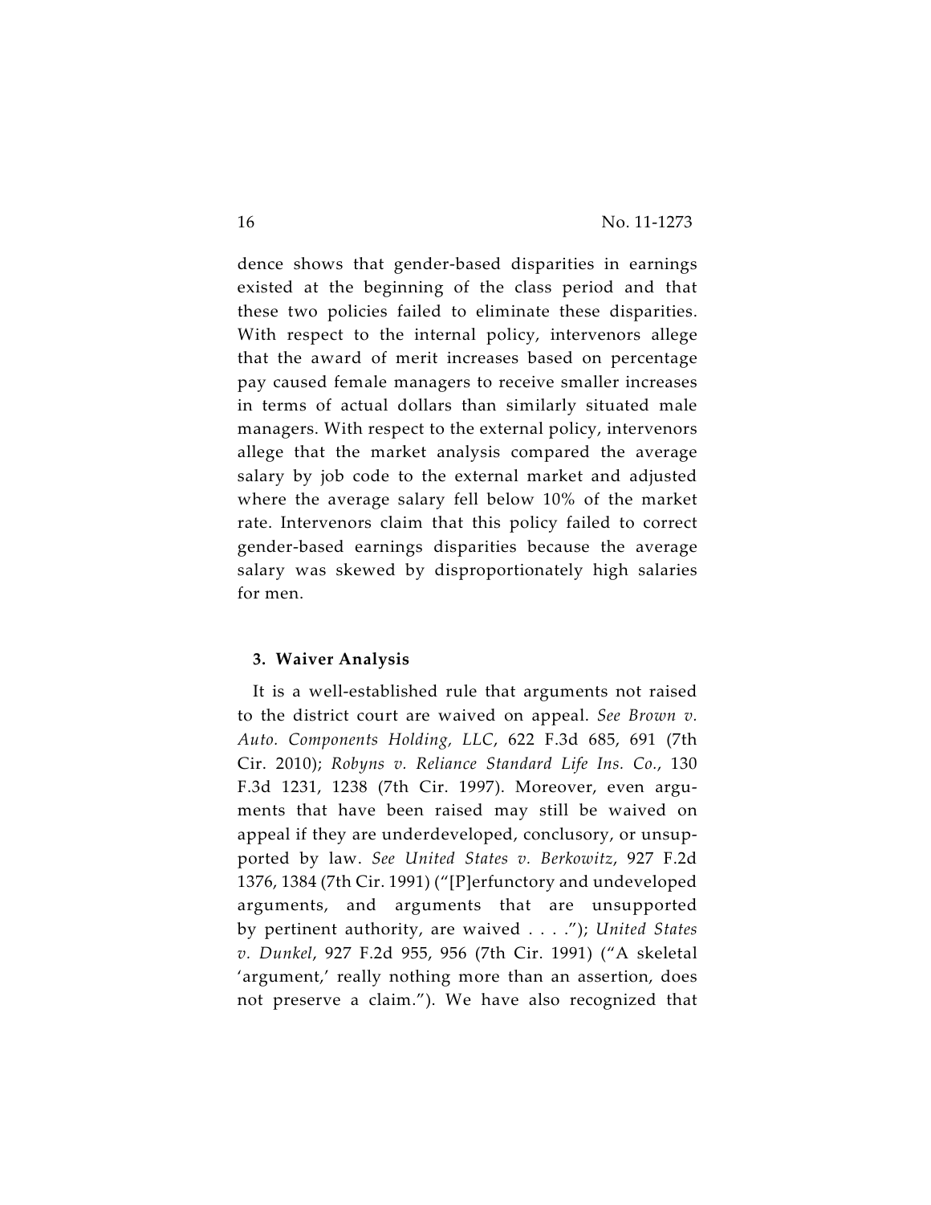dence shows that gender-based disparities in earnings existed at the beginning of the class period and that these two policies failed to eliminate these disparities. With respect to the internal policy, intervenors allege that the award of merit increases based on percentage pay caused female managers to receive smaller increases in terms of actual dollars than similarly situated male managers. With respect to the external policy, intervenors allege that the market analysis compared the average salary by job code to the external market and adjusted where the average salary fell below 10% of the market rate. Intervenors claim that this policy failed to correct gender-based earnings disparities because the average salary was skewed by disproportionately high salaries for men.

### 3. Waiver Analysis

It is a well-established rule that arguments not raised to the district court are waived on appeal. *See Brown v. Auto. Components Holding, LLC*, 622 F.3d 685, 691 (7th Cir. 2010); *Robyns v. Reliance Standard Life Ins. Co.*, 130 F.3d 1231, 1238 (7th Cir. 1997). Moreover, even arguments that have been raised may still be waived on appeal if they are underdeveloped, conclusory, or unsupported by law. *See United States v. Berkowitz*, 927 F.2d 1376, 1384 (7th Cir. 1991) ("[P]erfunctory and undeveloped arguments, and arguments that are unsupported by pertinent authority, are waived . . . ."); *United States v. Dunkel*, 927 F.2d 955, 956 (7th Cir. 1991) ("A skeletal 'argument,' really nothing more than an assertion, does not preserve a claim."). We have also recognized that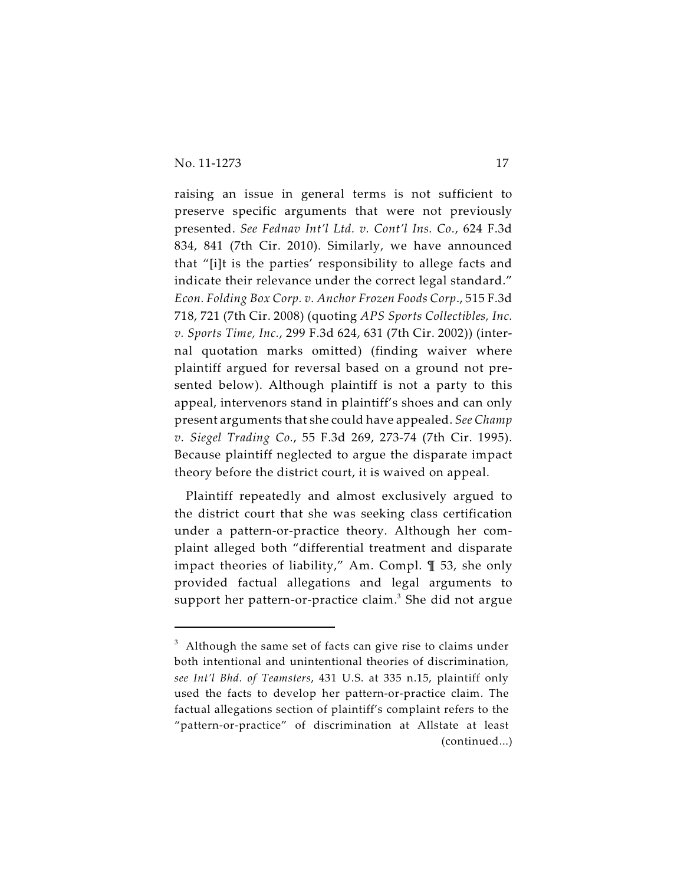raising an issue in general terms is not sufficient to preserve specific arguments that were not previously presented. *See Fednav Int'l Ltd. v. Cont'l Ins. Co.*, 624 F.3d 834, 841 (7th Cir. 2010). Similarly, we have announced that "[i]t is the parties' responsibility to allege facts and indicate their relevance under the correct legal standard." *Econ. Folding Box Corp. v. Anchor Frozen Foods Corp.*, 515 F.3d 718, 721 (7th Cir. 2008) (quoting *APS Sports Collectibles, Inc. v. Sports Time, Inc.*, 299 F.3d 624, 631 (7th Cir. 2002)) (internal quotation marks omitted) (finding waiver where plaintiff argued for reversal based on a ground not presented below). Although plaintiff is not a party to this appeal, intervenors stand in plaintiff's shoes and can only present arguments that she could have appealed. *See Champ v. Siegel Trading Co.*, 55 F.3d 269, 273-74 (7th Cir. 1995). Because plaintiff neglected to argue the disparate impact theory before the district court, it is waived on appeal.

Plaintiff repeatedly and almost exclusively argued to the district court that she was seeking class certification under a pattern-or-practice theory. Although her complaint alleged both "differential treatment and disparate impact theories of liability," Am. Compl. ¶ 53, she only provided factual allegations and legal arguments to support her pattern-or-practice claim.[3] She did not argue

---

[3] Although the same set of facts can give rise to claims under both intentional and unintentional theories of discrimination, *see Int'l Bhd. of Teamsters*, 431 U.S. at 335 n.15, plaintiff only used the facts to develop her pattern-or-practice claim. The factual allegations section of plaintiff's complaint refers to the "pattern-or-practice" of discrimination at Allstate at least (continued...)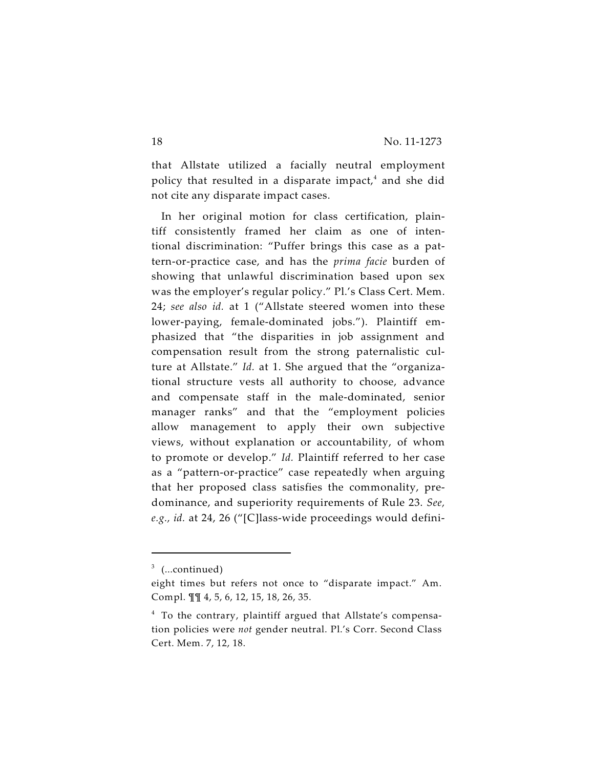that Allstate utilized a facially neutral employment policy that resulted in a disparate impact,[4] and she did not cite any disparate impact cases.

In her original motion for class certification, plaintiff consistently framed her claim as one of intentional discrimination: "Puffer brings this case as a pattern-or-practice case, and has the *prima facie* burden of showing that unlawful discrimination based upon sex was the employer's regular policy." Pl.'s Class Cert. Mem. 24; *see also id.* at 1 ("Allstate steered women into these lower-paying, female-dominated jobs."). Plaintiff emphasized that "the disparities in job assignment and compensation result from the strong paternalistic culture at Allstate." *Id.* at 1. She argued that the "organizational structure vests all authority to choose, advance and compensate staff in the male-dominated, senior manager ranks" and that the "employment policies allow management to apply their own subjective views, without explanation or accountability, of whom to promote or develop." *Id.* Plaintiff referred to her case as a "pattern-or-practice" case repeatedly when arguing that her proposed class satisfies the commonality, predominance, and superiority requirements of Rule 23. *See, e.g., id.* at 24, 26 ("[C]lass-wide proceedings would defini-

---

[3] (...continued)
eight times but refers not once to "disparate impact." Am. Compl. ¶¶ 4, 5, 6, 12, 15, 18, 26, 35.

[4] To the contrary, plaintiff argued that Allstate's compensation policies were *not* gender neutral. Pl.'s Corr. Second Class Cert. Mem. 7, 12, 18.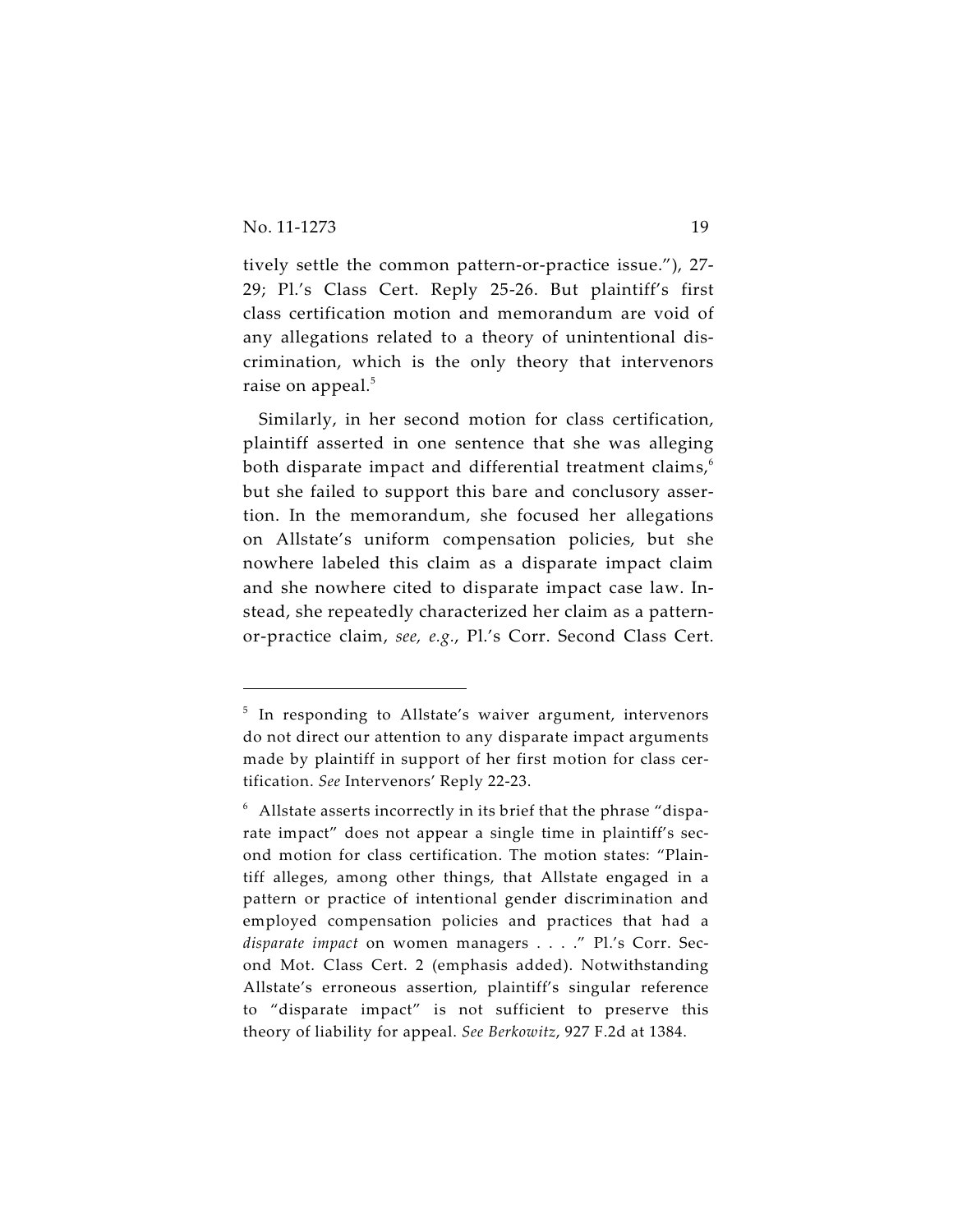tively settle the common pattern-or-practice issue."), 27-29; Pl.'s Class Cert. Reply 25-26. But plaintiff's first class certification motion and memorandum are void of any allegations related to a theory of unintentional discrimination, which is the only theory that intervenors raise on appeal.[5]

Similarly, in her second motion for class certification, plaintiff asserted in one sentence that she was alleging both disparate impact and differential treatment claims,[6] but she failed to support this bare and conclusory assertion. In the memorandum, she focused her allegations on Allstate's uniform compensation policies, but she nowhere labeled this claim as a disparate impact claim and she nowhere cited to disparate impact case law. Instead, she repeatedly characterized her claim as a pattern-or-practice claim, *see, e.g.*, Pl.'s Corr. Second Class Cert.

---

[5] In responding to Allstate's waiver argument, intervenors do not direct our attention to any disparate impact arguments made by plaintiff in support of her first motion for class certification. *See* Intervenors' Reply 22-23.

[6] Allstate asserts incorrectly in its brief that the phrase "disparate impact" does not appear a single time in plaintiff's second motion for class certification. The motion states: "Plaintiff alleges, among other things, that Allstate engaged in a pattern or practice of intentional gender discrimination and employed compensation policies and practices that had a *disparate impact* on women managers . . . ." Pl.'s Corr. Second Mot. Class Cert. 2 (emphasis added). Notwithstanding Allstate's erroneous assertion, plaintiff's singular reference to "disparate impact" is not sufficient to preserve this theory of liability for appeal. *See Berkowitz*, 927 F.2d at 1384.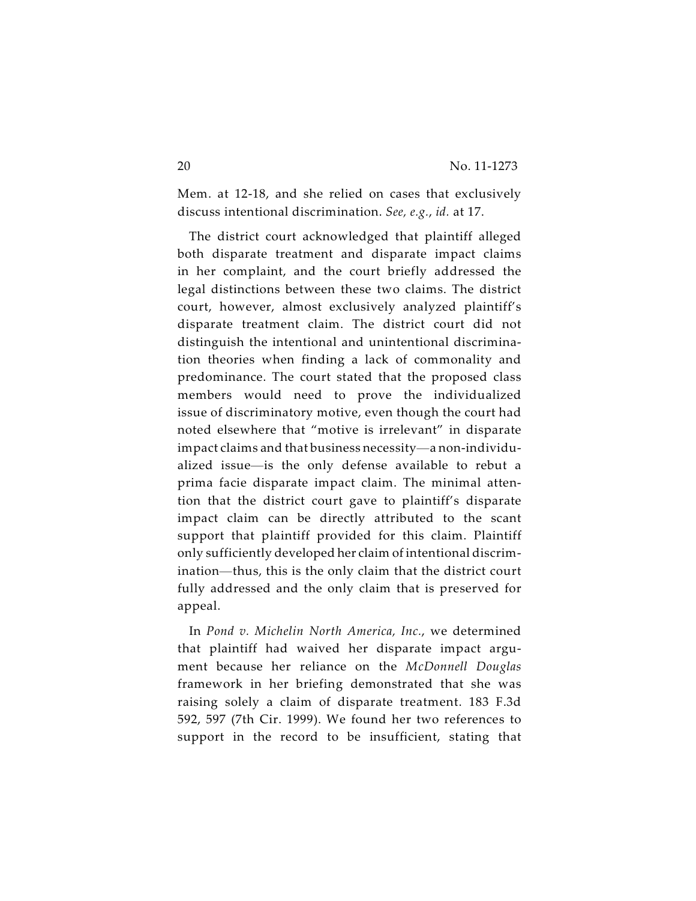Mem. at 12-18, and she relied on cases that exclusively discuss intentional discrimination. *See, e.g.*, *id.* at 17.

The district court acknowledged that plaintiff alleged both disparate treatment and disparate impact claims in her complaint, and the court briefly addressed the legal distinctions between these two claims. The district court, however, almost exclusively analyzed plaintiff's disparate treatment claim. The district court did not distinguish the intentional and unintentional discrimination theories when finding a lack of commonality and predominance. The court stated that the proposed class members would need to prove the individualized issue of discriminatory motive, even though the court had noted elsewhere that "motive is irrelevant" in disparate impact claims and that business necessity—a non-individualized issue—is the only defense available to rebut a prima facie disparate impact claim. The minimal attention that the district court gave to plaintiff's disparate impact claim can be directly attributed to the scant support that plaintiff provided for this claim. Plaintiff only sufficiently developed her claim of intentional discrimination—thus, this is the only claim that the district court fully addressed and the only claim that is preserved for appeal.

In *Pond v. Michelin North America, Inc.*, we determined that plaintiff had waived her disparate impact argument because her reliance on the *McDonnell Douglas* framework in her briefing demonstrated that she was raising solely a claim of disparate treatment. 183 F.3d 592, 597 (7th Cir. 1999). We found her two references to support in the record to be insufficient, stating that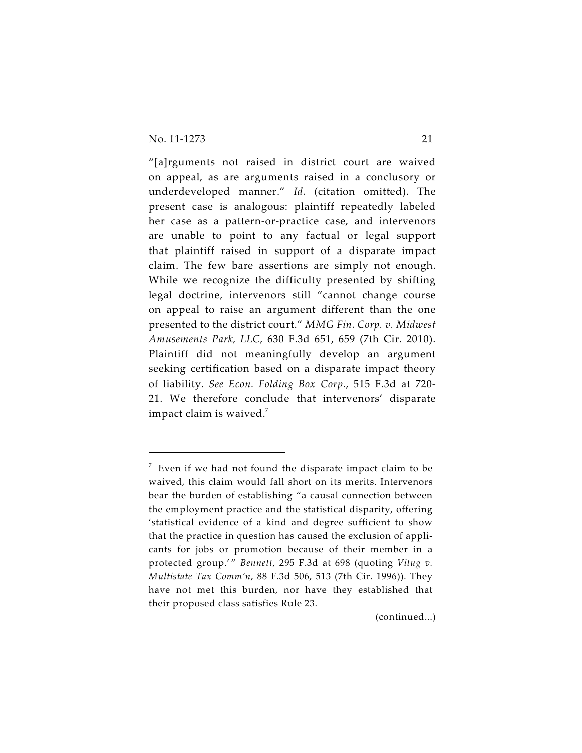"[a]rguments not raised in district court are waived on appeal, as are arguments raised in a conclusory or underdeveloped manner." *Id.* (citation omitted). The present case is analogous: plaintiff repeatedly labeled her case as a pattern-or-practice case, and intervenors are unable to point to any factual or legal support that plaintiff raised in support of a disparate impact claim. The few bare assertions are simply not enough. While we recognize the difficulty presented by shifting legal doctrine, intervenors still "cannot change course on appeal to raise an argument different than the one presented to the district court." *MMG Fin. Corp. v. Midwest Amusements Park, LLC*, 630 F.3d 651, 659 (7th Cir. 2010). Plaintiff did not meaningfully develop an argument seeking certification based on a disparate impact theory of liability. *See Econ. Folding Box Corp.*, 515 F.3d at 720-21. We therefore conclude that intervenors' disparate impact claim is waived.[7]

---

[7] Even if we had not found the disparate impact claim to be waived, this claim would fall short on its merits. Intervenors bear the burden of establishing "a causal connection between the employment practice and the statistical disparity, offering 'statistical evidence of a kind and degree sufficient to show that the practice in question has caused the exclusion of applicants for jobs or promotion because of their member in a protected group.'" *Bennett*, 295 F.3d at 698 (quoting *Vitug v. Multistate Tax Comm'n*, 88 F.3d 506, 513 (7th Cir. 1996)). They have not met this burden, nor have they established that their proposed class satisfies Rule 23.

(continued...)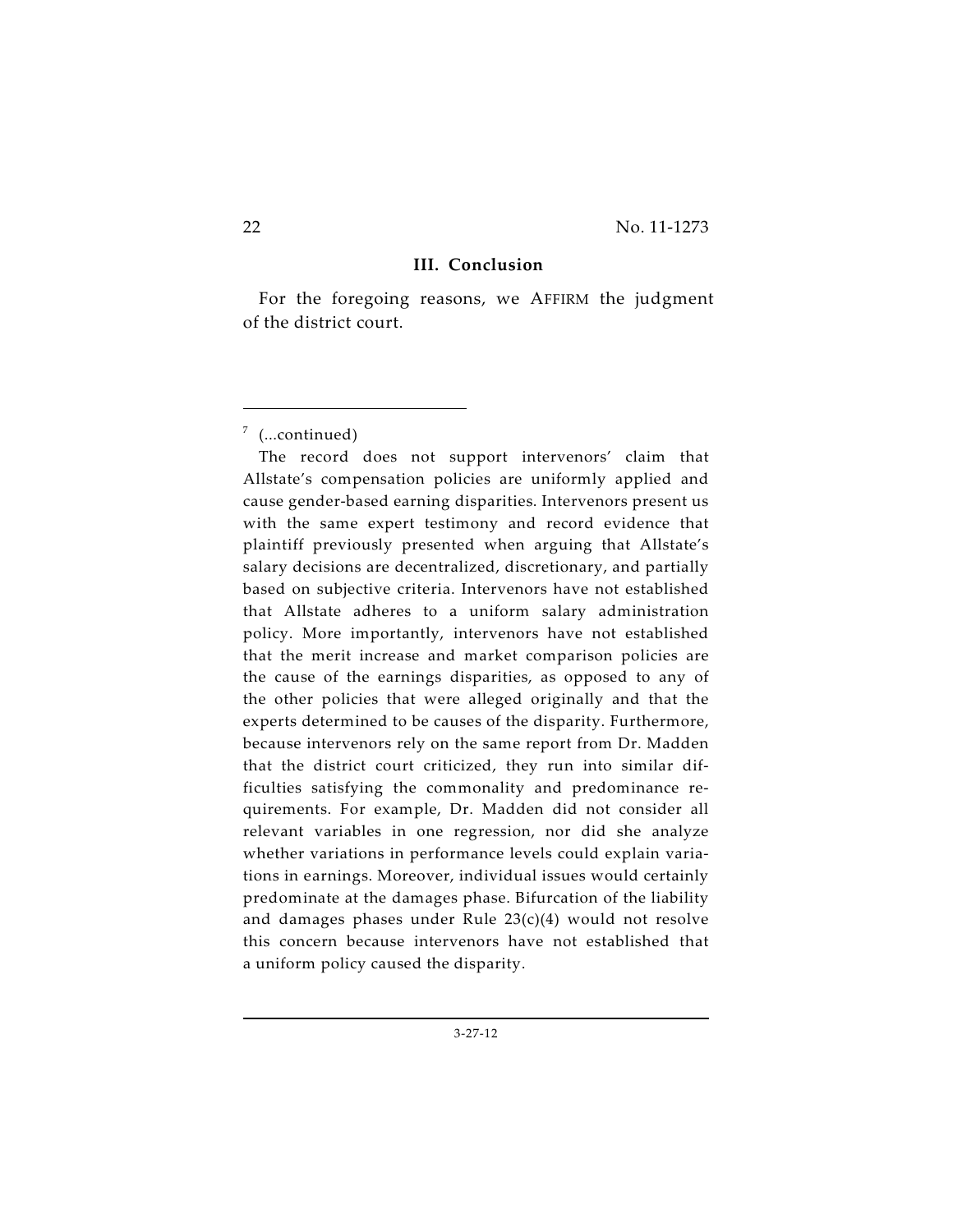### III. Conclusion

For the foregoing reasons, we AFFIRM the judgment of the district court.

---

[7] (...continued)

The record does not support intervenors' claim that Allstate's compensation policies are uniformly applied and cause gender-based earning disparities. Intervenors present us with the same expert testimony and record evidence that plaintiff previously presented when arguing that Allstate's salary decisions are decentralized, discretionary, and partially based on subjective criteria. Intervenors have not established that Allstate adheres to a uniform salary administration policy. More importantly, intervenors have not established that the merit increase and market comparison policies are the cause of the earnings disparities, as opposed to any of the other policies that were alleged originally and that the experts determined to be causes of the disparity. Furthermore, because intervenors rely on the same report from Dr. Madden that the district court criticized, they run into similar difficulties satisfying the commonality and predominance requirements. For example, Dr. Madden did not consider all relevant variables in one regression, nor did she analyze whether variations in performance levels could explain variations in earnings. Moreover, individual issues would certainly predominate at the damages phase. Bifurcation of the liability and damages phases under Rule 23(c)(4) would not resolve this concern because intervenors have not established that a uniform policy caused the disparity.

---

3-27-12